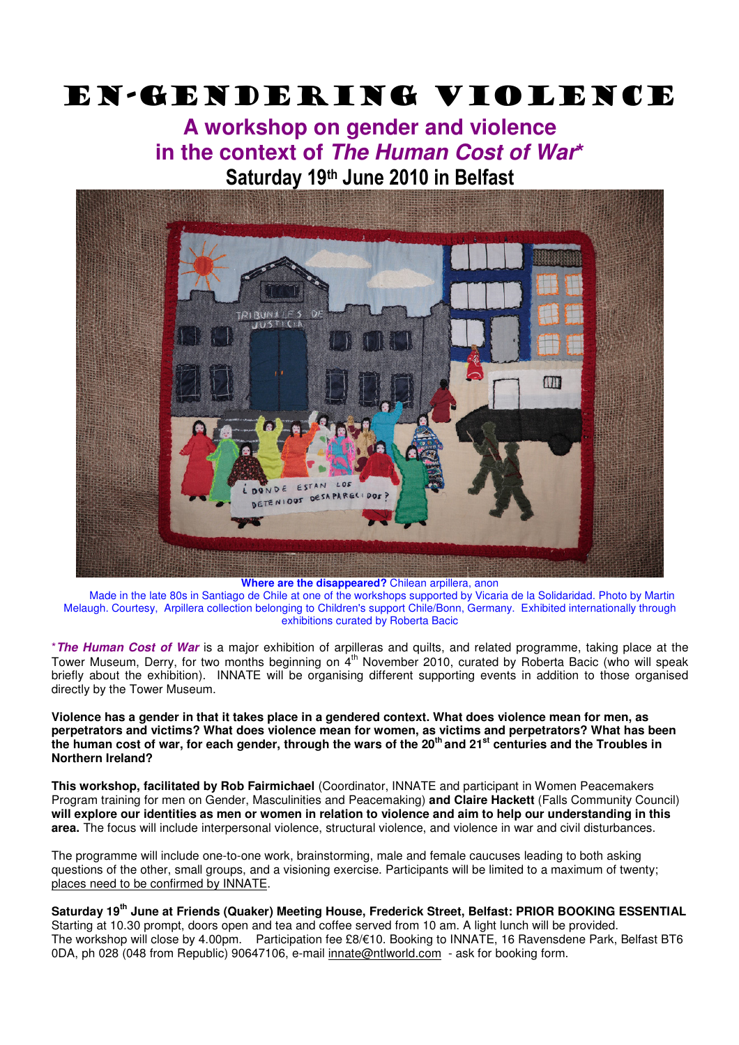# EN-GENDERING VIOLENCE

## A workshop on gender and violence in the context of *The Human Cost of War**

### Saturday 19th June 2010 in Belfast

**Where are the disappeared?** Chilean arpillera, anon

Made in the late 80s in Santiago de Chile at one of the workshops supported by Vicaria de la Solidaridad. Photo by Martin Melaugh. Courtesy, Arpillera collection belonging to Children's support Chile/Bonn, Germany. Exhibited internationally through exhibitions curated by Roberta Bacic

\****The Human Cost of War*** is a major exhibition of arpilleras and quilts, and related programme, taking place at the Tower Museum, Derry, for two months beginning on 4th November 2010, curated by Roberta Bacic (who will speak briefly about the exhibition). INNATE will be organising different supporting events in addition to those organised directly by the Tower Museum.

**Violence has a gender in that it takes place in a gendered context. What does violence mean for men, as perpetrators and victims? What does violence mean for women, as victims and perpetrators? What has been the human cost of war, for each gender, through the wars of the 20th and 21st centuries and the Troubles in Northern Ireland?**

**This workshop, facilitated by Rob Fairmichael** (Coordinator, INNATE and participant in Women Peacemakers Program training for men on Gender, Masculinities and Peacemaking) **and Claire Hackett** (Falls Community Council) **will explore our identities as men or women in relation to violence and aim to help our understanding in this area.** The focus will include interpersonal violence, structural violence, and violence in war and civil disturbances.

The programme will include one-to-one work, brainstorming, male and female caucuses leading to both asking questions of the other, small groups, and a visioning exercise. Participants will be limited to a maximum of twenty; places need to be confirmed by INNATE.

**Saturday 19th June at Friends (Quaker) Meeting House, Frederick Street, Belfast: PRIOR BOOKING ESSENTIAL**
Starting at 10.30 prompt, doors open and tea and coffee served from 10 am. A light lunch will be provided.
The workshop will close by 4.00pm. Participation fee £8/€10. Booking to INNATE, 16 Ravensdene Park, Belfast BT6 0DA, ph 028 (048 from Republic) 90647106, e-mail innate@ntlworld.com - ask for booking form.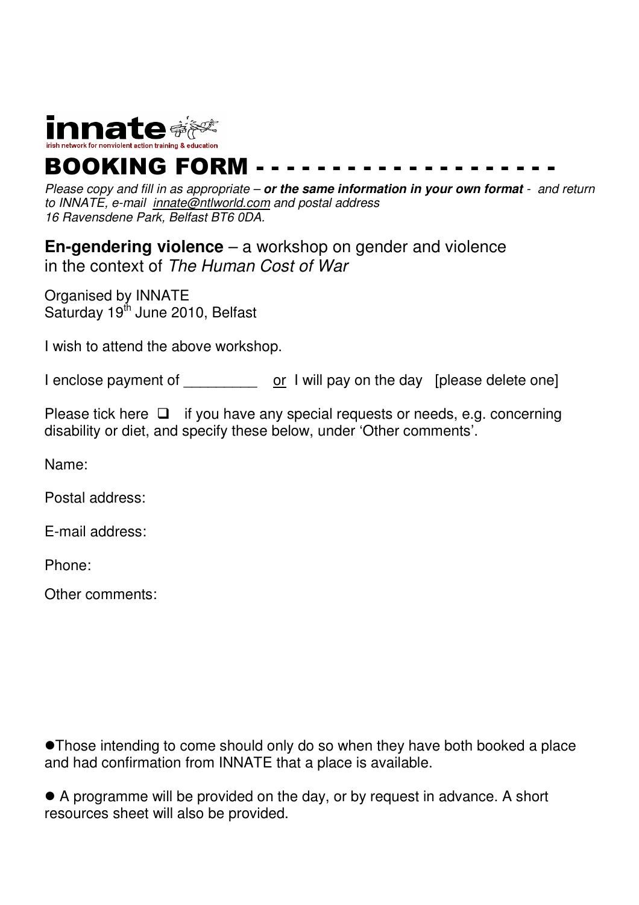**innate**
irish network for nonviolent action training & education

# BOOKING FORM - - - - - - - - - - - - - - - - - - - - -

*Please copy and fill in as appropriate – **or the same information in your own format** - and return to INNATE, e-mail innate@ntlworld.com and postal address 16 Ravensdene Park, Belfast BT6 0DA.*

**En-gendering violence** – a workshop on gender and violence in the context of *The Human Cost of War*

Organised by INNATE
Saturday 19th June 2010, Belfast

I wish to attend the above workshop.

I enclose payment of _________ or I will pay on the day [please delete one]

Please tick here ❑ if you have any special requests or needs, e.g. concerning disability or diet, and specify these below, under 'Other comments'.

Name:

Postal address:

E-mail address:

Phone:

Other comments:

- Those intending to come should only do so when they have both booked a place and had confirmation from INNATE that a place is available.

- A programme will be provided on the day, or by request in advance. A short resources sheet will also be provided.